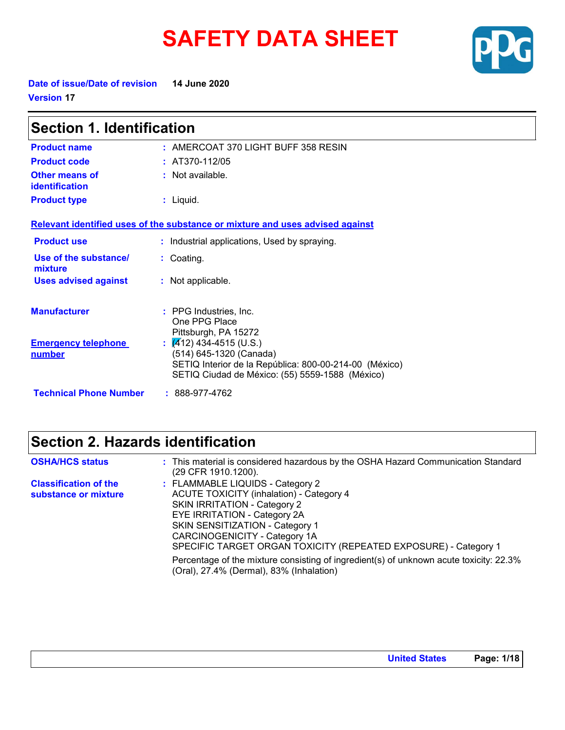# SAFETY DATA SHEET

**Date of issue/Date of revision** 14 June 2020

**Version** 17

## Section 1. Identification

| | |
|---|---|
| **Product name** | : AMERCOAT 370 LIGHT BUFF 358 RESIN |
| **Product code** | : AT370-112/05 |
| **Other means of identification** | : Not available. |
| **Product type** | : Liquid. |

**Relevant identified uses of the substance or mixture and uses advised against**

| | |
|---|---|
| **Product use** | : Industrial applications, Used by spraying. |
| **Use of the substance/ mixture** | : Coating. |
| **Uses advised against** | : Not applicable. |

**Manufacturer** : PPG Industries, Inc.
One PPG Place
Pittsburgh, PA 15272

**Emergency telephone number** : (412) 434-4515 (U.S.)
(514) 645-1320 (Canada)
SETIQ Interior de la República: 800-00-214-00 (México)
SETIQ Ciudad de México: (55) 5559-1588 (México)

**Technical Phone Number** : 888-977-4762

## Section 2. Hazards identification

**OSHA/HCS status** : This material is considered hazardous by the OSHA Hazard Communication Standard (29 CFR 1910.1200).

**Classification of the substance or mixture** : FLAMMABLE LIQUIDS - Category 2
ACUTE TOXICITY (inhalation) - Category 4
SKIN IRRITATION - Category 2
EYE IRRITATION - Category 2A
SKIN SENSITIZATION - Category 1
CARCINOGENICITY - Category 1A
SPECIFIC TARGET ORGAN TOXICITY (REPEATED EXPOSURE) - Category 1

Percentage of the mixture consisting of ingredient(s) of unknown acute toxicity: 22.3% (Oral), 27.4% (Dermal), 83% (Inhalation)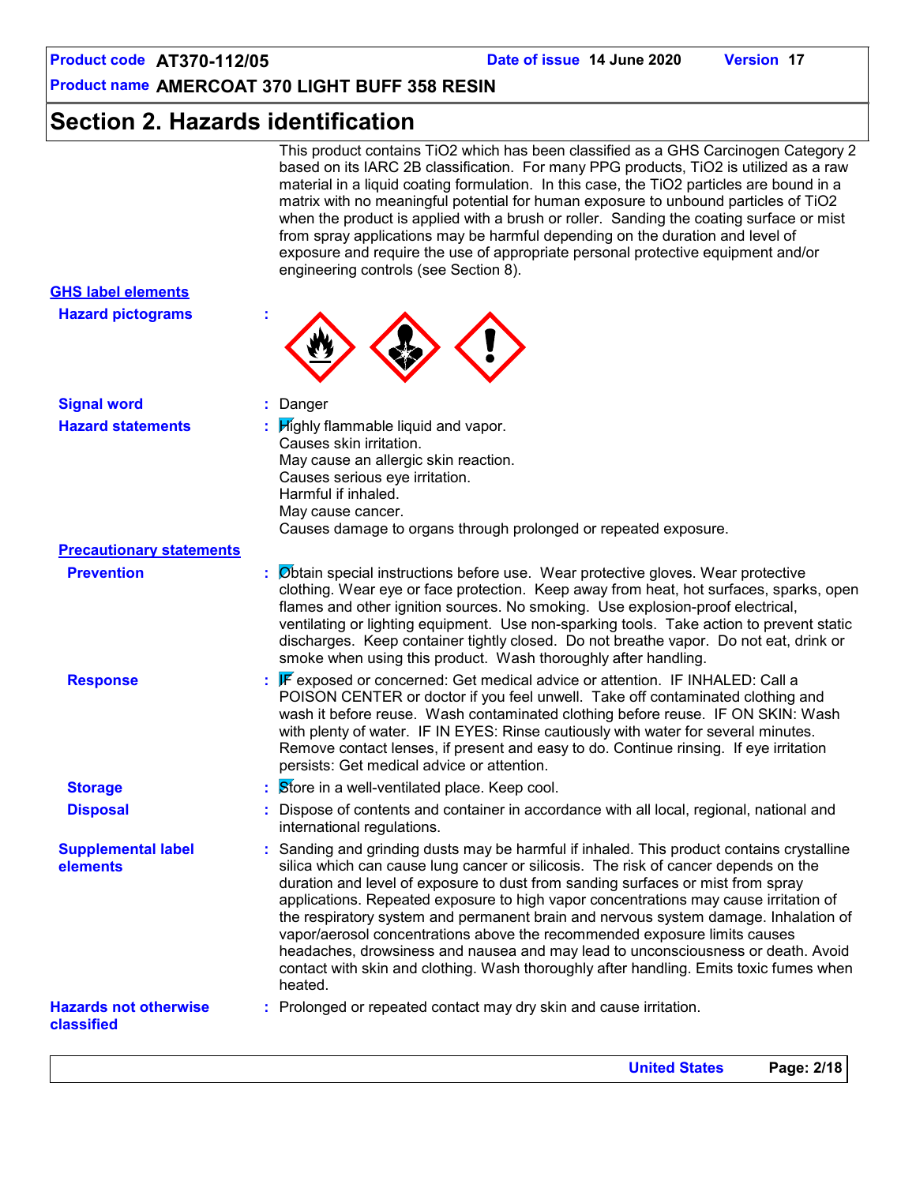## Section 2. Hazards identification

This product contains $TiO_2$ which has been classified as a GHS Carcinogen Category 2 based on its IARC 2B classification. For many PPG products, $TiO_2$ is utilized as a raw material in a liquid coating formulation. In this case, the $TiO_2$ particles are bound in a matrix with no meaningful potential for human exposure to unbound particles of $TiO_2$ when the product is applied with a brush or roller. Sanding the coating surface or mist from spray applications may be harmful depending on the duration and level of exposure and require the use of appropriate personal protective equipment and/or engineering controls (see Section 8).

### GHS label elements

**Hazard pictograms** :

**Signal word** : Danger

**Hazard statements** : Highly flammable liquid and vapor.
Causes skin irritation.
May cause an allergic skin reaction.
Causes serious eye irritation.
Harmful if inhaled.
May cause cancer.
Causes damage to organs through prolonged or repeated exposure.

### Precautionary statements

**Prevention** : Obtain special instructions before use. Wear protective gloves. Wear protective clothing. Wear eye or face protection. Keep away from heat, hot surfaces, sparks, open flames and other ignition sources. No smoking. Use explosion-proof electrical, ventilating or lighting equipment. Use non-sparking tools. Take action to prevent static discharges. Keep container tightly closed. Do not breathe vapor. Do not eat, drink or smoke when using this product. Wash thoroughly after handling.

**Response** : IF exposed or concerned: Get medical advice or attention. IF INHALED: Call a POISON CENTER or doctor if you feel unwell. Take off contaminated clothing and wash it before reuse. Wash contaminated clothing before reuse. IF ON SKIN: Wash with plenty of water. IF IN EYES: Rinse cautiously with water for several minutes. Remove contact lenses, if present and easy to do. Continue rinsing. If eye irritation persists: Get medical advice or attention.

**Storage** : Store in a well-ventilated place. Keep cool.

**Disposal** : Dispose of contents and container in accordance with all local, regional, national and international regulations.

**Supplemental label elements** : Sanding and grinding dusts may be harmful if inhaled. This product contains crystalline silica which can cause lung cancer or silicosis. The risk of cancer depends on the duration and level of exposure to dust from sanding surfaces or mist from spray applications. Repeated exposure to high vapor concentrations may cause irritation of the respiratory system and permanent brain and nervous system damage. Inhalation of vapor/aerosol concentrations above the recommended exposure limits causes headaches, drowsiness and nausea and may lead to unconsciousness or death. Avoid contact with skin and clothing. Wash thoroughly after handling. Emits toxic fumes when heated.

**Hazards not otherwise classified** : Prolonged or repeated contact may dry skin and cause irritation.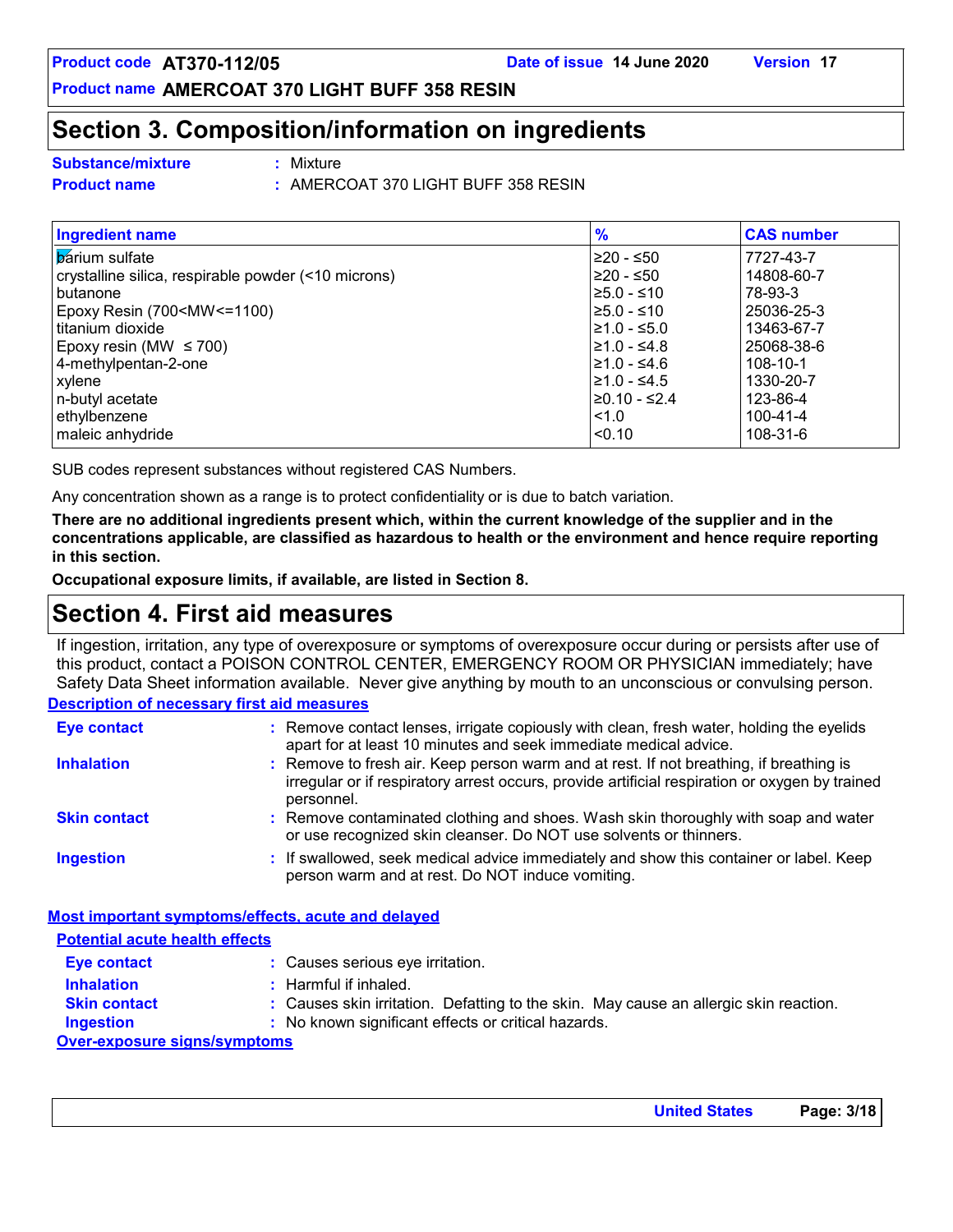## Section 3. Composition/information on ingredients

**Substance/mixture** : Mixture

**Product name** : AMERCOAT 370 LIGHT BUFF 358 RESIN

| Ingredient name | % | CAS number |
|---|---|---|
| barium sulfate | ≥20 - ≤50 | 7727-43-7 |
| crystalline silica, respirable powder (<10 microns) | ≥20 - ≤50 | 14808-60-7 |
| butanone | ≥5.0 - ≤10 | 78-93-3 |
| Epoxy Resin (700<MW<=1100) | ≥5.0 - ≤10 | 25036-25-3 |
| titanium dioxide | ≥1.0 - ≤5.0 | 13463-67-7 |
| Epoxy resin (MW ≤ 700) | ≥1.0 - ≤4.8 | 25068-38-6 |
| 4-methylpentan-2-one | ≥1.0 - ≤4.6 | 108-10-1 |
| xylene | ≥1.0 - ≤4.5 | 1330-20-7 |
| n-butyl acetate | ≥0.10 - ≤2.4 | 123-86-4 |
| ethylbenzene | <1.0 | 100-41-4 |
| maleic anhydride | <0.10 | 108-31-6 |

SUB codes represent substances without registered CAS Numbers.

Any concentration shown as a range is to protect confidentiality or is due to batch variation.

**There are no additional ingredients present which, within the current knowledge of the supplier and in the concentrations applicable, are classified as hazardous to health or the environment and hence require reporting in this section.**

**Occupational exposure limits, if available, are listed in Section 8.**

## Section 4. First aid measures

If ingestion, irritation, any type of overexposure or symptoms of overexposure occur during or persists after use of this product, contact a POISON CONTROL CENTER, EMERGENCY ROOM OR PHYSICIAN immediately; have Safety Data Sheet information available. Never give anything by mouth to an unconscious or convulsing person.

### Description of necessary first aid measures

**Eye contact** : Remove contact lenses, irrigate copiously with clean, fresh water, holding the eyelids apart for at least 10 minutes and seek immediate medical advice.

**Inhalation** : Remove to fresh air. Keep person warm and at rest. If not breathing, if breathing is irregular or if respiratory arrest occurs, provide artificial respiration or oxygen by trained personnel.

**Skin contact** : Remove contaminated clothing and shoes. Wash skin thoroughly with soap and water or use recognized skin cleanser. Do NOT use solvents or thinners.

**Ingestion** : If swallowed, seek medical advice immediately and show this container or label. Keep person warm and at rest. Do NOT induce vomiting.

### Most important symptoms/effects, acute and delayed

#### Potential acute health effects

**Eye contact** : Causes serious eye irritation.

**Inhalation** : Harmful if inhaled.

**Skin contact** : Causes skin irritation. Defatting to the skin. May cause an allergic skin reaction.

**Ingestion** : No known significant effects or critical hazards.

#### Over-exposure signs/symptoms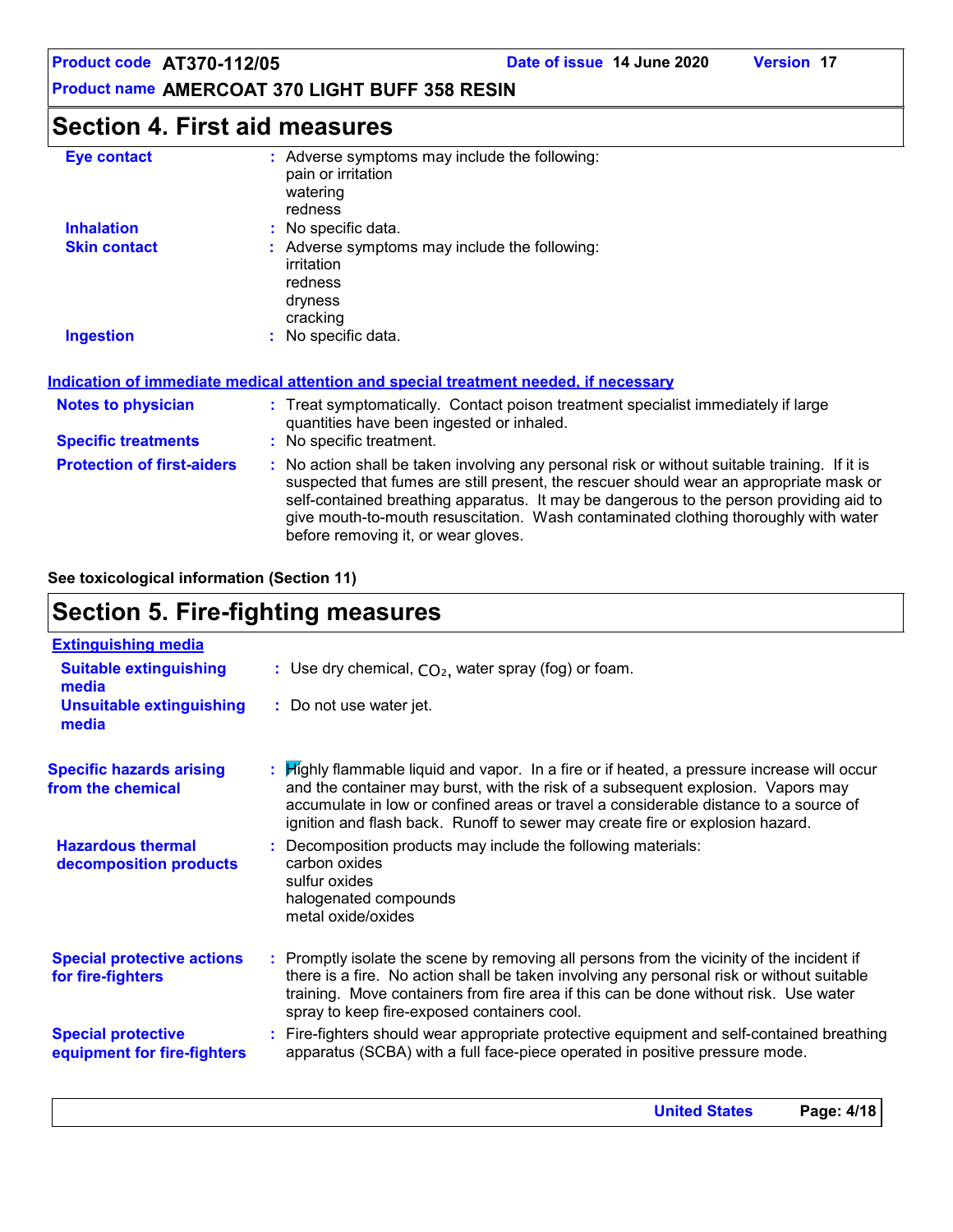## Section 4. First aid measures

**Eye contact** : Adverse symptoms may include the following:
pain or irritation
watering
redness

**Inhalation** : No specific data.

**Skin contact** : Adverse symptoms may include the following:
irritation
redness
dryness
cracking

**Ingestion** : No specific data.

### Indication of immediate medical attention and special treatment needed, if necessary

**Notes to physician** : Treat symptomatically. Contact poison treatment specialist immediately if large quantities have been ingested or inhaled.

**Specific treatments** : No specific treatment.

**Protection of first-aiders** : No action shall be taken involving any personal risk or without suitable training. If it is suspected that fumes are still present, the rescuer should wear an appropriate mask or self-contained breathing apparatus. It may be dangerous to the person providing aid to give mouth-to-mouth resuscitation. Wash contaminated clothing thoroughly with water before removing it, or wear gloves.

**See toxicological information (Section 11)**

## Section 5. Fire-fighting measures

### Extinguishing media

**Suitable extinguishing media** : Use dry chemical, $CO_2$, water spray (fog) or foam.

**Unsuitable extinguishing media** : Do not use water jet.

**Specific hazards arising from the chemical** : Highly flammable liquid and vapor. In a fire or if heated, a pressure increase will occur and the container may burst, with the risk of a subsequent explosion. Vapors may accumulate in low or confined areas or travel a considerable distance to a source of ignition and flash back. Runoff to sewer may create fire or explosion hazard.

**Hazardous thermal decomposition products** : Decomposition products may include the following materials:
carbon oxides
sulfur oxides
halogenated compounds
metal oxide/oxides

**Special protective actions for fire-fighters** : Promptly isolate the scene by removing all persons from the vicinity of the incident if there is a fire. No action shall be taken involving any personal risk or without suitable training. Move containers from fire area if this can be done without risk. Use water spray to keep fire-exposed containers cool.

**Special protective equipment for fire-fighters** : Fire-fighters should wear appropriate protective equipment and self-contained breathing apparatus (SCBA) with a full face-piece operated in positive pressure mode.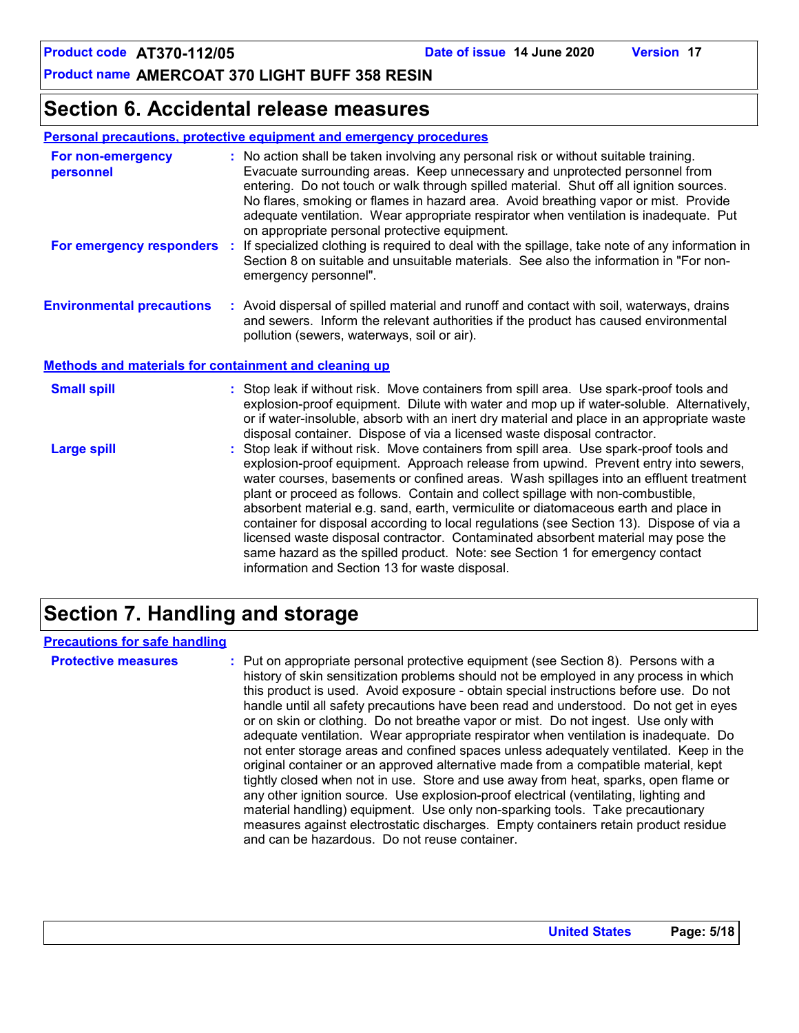## Section 6. Accidental release measures

### Personal precautions, protective equipment and emergency procedures

**For non-emergency personnel** : No action shall be taken involving any personal risk or without suitable training. Evacuate surrounding areas. Keep unnecessary and unprotected personnel from entering. Do not touch or walk through spilled material. Shut off all ignition sources. No flares, smoking or flames in hazard area. Avoid breathing vapor or mist. Provide adequate ventilation. Wear appropriate respirator when ventilation is inadequate. Put on appropriate personal protective equipment.

**For emergency responders** : If specialized clothing is required to deal with the spillage, take note of any information in Section 8 on suitable and unsuitable materials. See also the information in "For non-emergency personnel".

**Environmental precautions** : Avoid dispersal of spilled material and runoff and contact with soil, waterways, drains and sewers. Inform the relevant authorities if the product has caused environmental pollution (sewers, waterways, soil or air).

### Methods and materials for containment and cleaning up

**Small spill** : Stop leak if without risk. Move containers from spill area. Use spark-proof tools and explosion-proof equipment. Dilute with water and mop up if water-soluble. Alternatively, or if water-insoluble, absorb with an inert dry material and place in an appropriate waste disposal container. Dispose of via a licensed waste disposal contractor.

**Large spill** : Stop leak if without risk. Move containers from spill area. Use spark-proof tools and explosion-proof equipment. Approach release from upwind. Prevent entry into sewers, water courses, basements or confined areas. Wash spillages into an effluent treatment plant or proceed as follows. Contain and collect spillage with non-combustible, absorbent material e.g. sand, earth, vermiculite or diatomaceous earth and place in container for disposal according to local regulations (see Section 13). Dispose of via a licensed waste disposal contractor. Contaminated absorbent material may pose the same hazard as the spilled product. Note: see Section 1 for emergency contact information and Section 13 for waste disposal.

## Section 7. Handling and storage

### Precautions for safe handling

**Protective measures** : Put on appropriate personal protective equipment (see Section 8). Persons with a history of skin sensitization problems should not be employed in any process in which this product is used. Avoid exposure - obtain special instructions before use. Do not handle until all safety precautions have been read and understood. Do not get in eyes or on skin or clothing. Do not breathe vapor or mist. Do not ingest. Use only with adequate ventilation. Wear appropriate respirator when ventilation is inadequate. Do not enter storage areas and confined spaces unless adequately ventilated. Keep in the original container or an approved alternative made from a compatible material, kept tightly closed when not in use. Store and use away from heat, sparks, open flame or any other ignition source. Use explosion-proof electrical (ventilating, lighting and material handling) equipment. Use only non-sparking tools. Take precautionary measures against electrostatic discharges. Empty containers retain product residue and can be hazardous. Do not reuse container.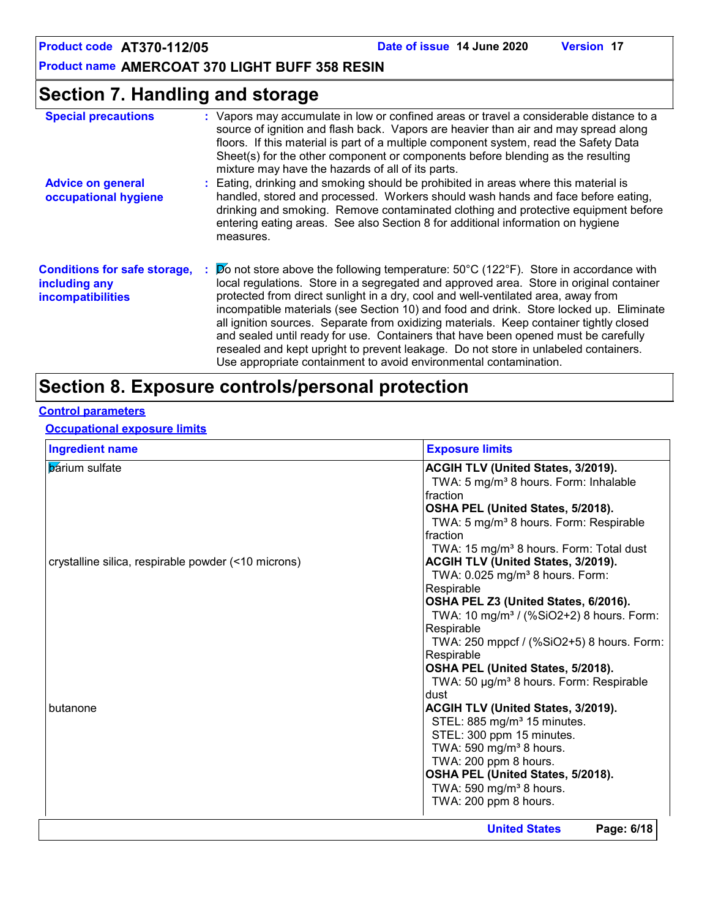## Section 7. Handling and storage

**Special precautions** : Vapors may accumulate in low or confined areas or travel a considerable distance to a source of ignition and flash back. Vapors are heavier than air and may spread along floors. If this material is part of a multiple component system, read the Safety Data Sheet(s) for the other component or components before blending as the resulting mixture may have the hazards of all of its parts.

**Advice on general occupational hygiene** : Eating, drinking and smoking should be prohibited in areas where this material is handled, stored and processed. Workers should wash hands and face before eating, drinking and smoking. Remove contaminated clothing and protective equipment before entering eating areas. See also Section 8 for additional information on hygiene measures.

**Conditions for safe storage, including any incompatibilities** : Do not store above the following temperature: 50°C (122°F). Store in accordance with local regulations. Store in a segregated and approved area. Store in original container protected from direct sunlight in a dry, cool and well-ventilated area, away from incompatible materials (see Section 10) and food and drink. Store locked up. Eliminate all ignition sources. Separate from oxidizing materials. Keep container tightly closed and sealed until ready for use. Containers that have been opened must be carefully resealed and kept upright to prevent leakage. Do not store in unlabeled containers. Use appropriate containment to avoid environmental contamination.

## Section 8. Exposure controls/personal protection

### Control parameters

#### Occupational exposure limits

| Ingredient name | Exposure limits |
|---|---|
| barium sulfate | **ACGIH TLV (United States, 3/2019).**<br>TWA: 5 mg/m³ 8 hours. Form: Inhalable fraction<br>**OSHA PEL (United States, 5/2018).**<br>TWA: 5 mg/m³ 8 hours. Form: Respirable fraction<br>TWA: 15 mg/m³ 8 hours. Form: Total dust |
| crystalline silica, respirable powder (<10 microns) | **ACGIH TLV (United States, 3/2019).**<br>TWA: 0.025 mg/m³ 8 hours. Form: Respirable<br>**OSHA PEL Z3 (United States, 6/2016).**<br>TWA: 10 mg/m³ / (%SiO2+2) 8 hours. Form: Respirable<br>TWA: 250 mppcf / (%SiO2+5) 8 hours. Form: Respirable<br>**OSHA PEL (United States, 5/2018).**<br>TWA: 50 µg/m³ 8 hours. Form: Respirable dust |
| butanone | **ACGIH TLV (United States, 3/2019).**<br>STEL: 885 mg/m³ 15 minutes.<br>STEL: 300 ppm 15 minutes.<br>TWA: 590 mg/m³ 8 hours.<br>TWA: 200 ppm 8 hours.<br>**OSHA PEL (United States, 5/2018).**<br>TWA: 590 mg/m³ 8 hours.<br>TWA: 200 ppm 8 hours. |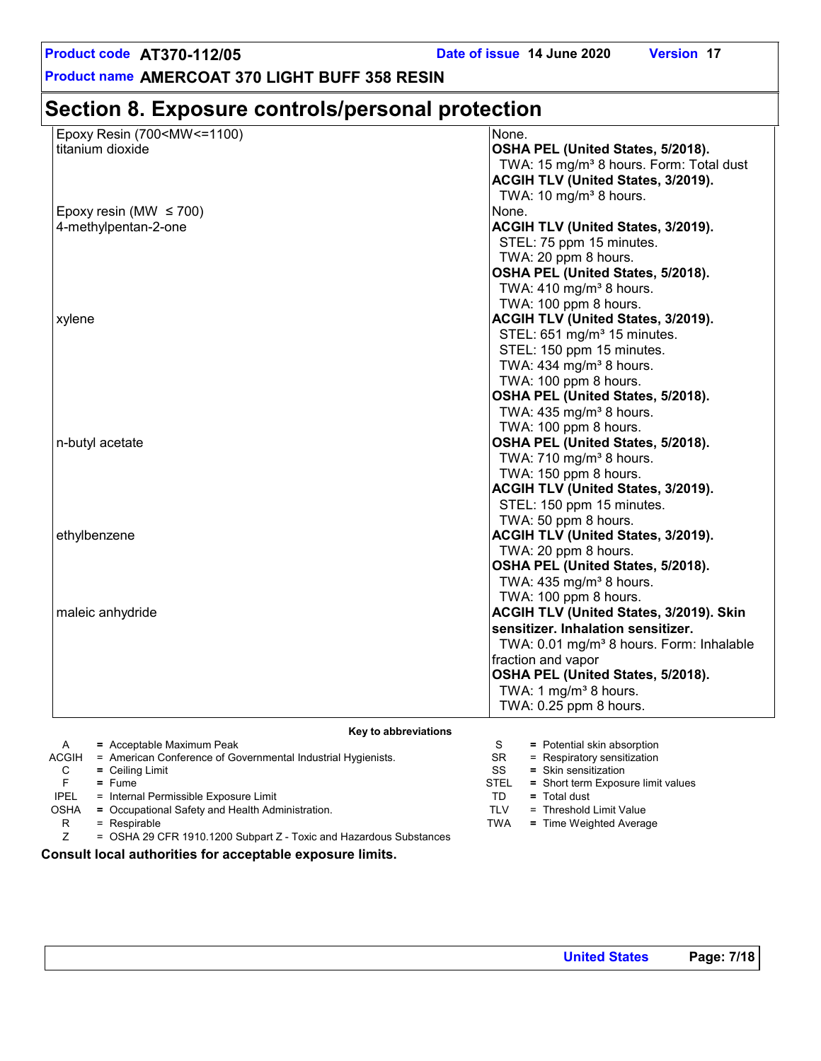## Section 8. Exposure controls/personal protection

| Ingredient name | Exposure limits |
|---|---|
| Epoxy Resin (700<MW<=1100) | None. |
| titanium dioxide | **OSHA PEL (United States, 5/2018).**<br>TWA: 15 mg/m³ 8 hours. Form: Total dust<br>**ACGIH TLV (United States, 3/2019).**<br>TWA: 10 mg/m³ 8 hours. |
| Epoxy resin (MW ≤ 700) | None. |
| 4-methylpentan-2-one | **ACGIH TLV (United States, 3/2019).**<br>STEL: 75 ppm 15 minutes.<br>TWA: 20 ppm 8 hours.<br>**OSHA PEL (United States, 5/2018).**<br>TWA: 410 mg/m³ 8 hours.<br>TWA: 100 ppm 8 hours. |
| xylene | **ACGIH TLV (United States, 3/2019).**<br>STEL: 651 mg/m³ 15 minutes.<br>STEL: 150 ppm 15 minutes.<br>TWA: 434 mg/m³ 8 hours.<br>TWA: 100 ppm 8 hours.<br>**OSHA PEL (United States, 5/2018).**<br>TWA: 435 mg/m³ 8 hours.<br>TWA: 100 ppm 8 hours. |
| n-butyl acetate | **OSHA PEL (United States, 5/2018).**<br>TWA: 710 mg/m³ 8 hours.<br>TWA: 150 ppm 8 hours.<br>**ACGIH TLV (United States, 3/2019).**<br>STEL: 150 ppm 15 minutes.<br>TWA: 50 ppm 8 hours. |
| ethylbenzene | **ACGIH TLV (United States, 3/2019).**<br>TWA: 20 ppm 8 hours.<br>**OSHA PEL (United States, 5/2018).**<br>TWA: 435 mg/m³ 8 hours.<br>TWA: 100 ppm 8 hours. |
| maleic anhydride | **ACGIH TLV (United States, 3/2019). Skin sensitizer. Inhalation sensitizer.**<br>TWA: 0.01 mg/m³ 8 hours. Form: Inhalable fraction and vapor<br>**OSHA PEL (United States, 5/2018).**<br>TWA: 1 mg/m³ 8 hours.<br>TWA: 0.25 ppm 8 hours. |

**Key to abbreviations**

| | | | |
|---|---|---|---|
| A | = Acceptable Maximum Peak | S | = Potential skin absorption |
| ACGIH | = American Conference of Governmental Industrial Hygienists. | SR | = Respiratory sensitization |
| C | = Ceiling Limit | SS | = Skin sensitization |
| F | = Fume | STEL | = Short term Exposure limit values |
| IPEL | = Internal Permissible Exposure Limit | TD | = Total dust |
| OSHA | = Occupational Safety and Health Administration. | TLV | = Threshold Limit Value |
| R | = Respirable | TWA | = Time Weighted Average |
| Z | = OSHA 29 CFR 1910.1200 Subpart Z - Toxic and Hazardous Substances | | |

**Consult local authorities for acceptable exposure limits.**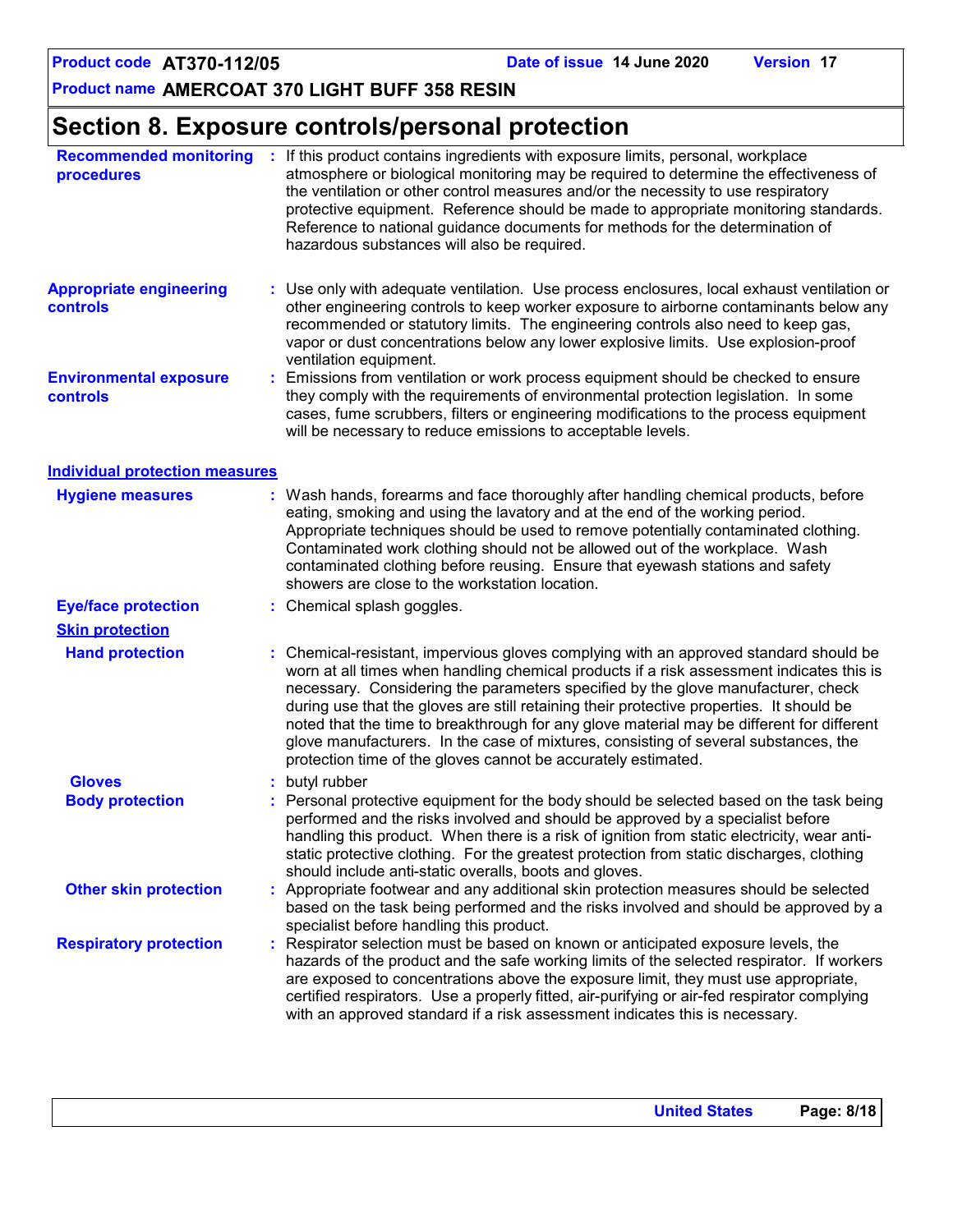## Section 8. Exposure controls/personal protection

**Recommended monitoring procedures** : If this product contains ingredients with exposure limits, personal, workplace atmosphere or biological monitoring may be required to determine the effectiveness of the ventilation or other control measures and/or the necessity to use respiratory protective equipment. Reference should be made to appropriate monitoring standards. Reference to national guidance documents for methods for the determination of hazardous substances will also be required.

**Appropriate engineering controls** : Use only with adequate ventilation. Use process enclosures, local exhaust ventilation or other engineering controls to keep worker exposure to airborne contaminants below any recommended or statutory limits. The engineering controls also need to keep gas, vapor or dust concentrations below any lower explosive limits. Use explosion-proof ventilation equipment.

**Environmental exposure controls** : Emissions from ventilation or work process equipment should be checked to ensure they comply with the requirements of environmental protection legislation. In some cases, fume scrubbers, filters or engineering modifications to the process equipment will be necessary to reduce emissions to acceptable levels.

### Individual protection measures

**Hygiene measures** : Wash hands, forearms and face thoroughly after handling chemical products, before eating, smoking and using the lavatory and at the end of the working period. Appropriate techniques should be used to remove potentially contaminated clothing. Contaminated work clothing should not be allowed out of the workplace. Wash contaminated clothing before reusing. Ensure that eyewash stations and safety showers are close to the workstation location.

**Eye/face protection** : Chemical splash goggles.

**Skin protection**

**Hand protection** : Chemical-resistant, impervious gloves complying with an approved standard should be worn at all times when handling chemical products if a risk assessment indicates this is necessary. Considering the parameters specified by the glove manufacturer, check during use that the gloves are still retaining their protective properties. It should be noted that the time to breakthrough for any glove material may be different for different glove manufacturers. In the case of mixtures, consisting of several substances, the protection time of the gloves cannot be accurately estimated.

**Gloves** : butyl rubber

**Body protection** : Personal protective equipment for the body should be selected based on the task being performed and the risks involved and should be approved by a specialist before handling this product. When there is a risk of ignition from static electricity, wear anti-static protective clothing. For the greatest protection from static discharges, clothing should include anti-static overalls, boots and gloves.

**Other skin protection** : Appropriate footwear and any additional skin protection measures should be selected based on the task being performed and the risks involved and should be approved by a specialist before handling this product.

**Respiratory protection** : Respirator selection must be based on known or anticipated exposure levels, the hazards of the product and the safe working limits of the selected respirator. If workers are exposed to concentrations above the exposure limit, they must use appropriate, certified respirators. Use a properly fitted, air-purifying or air-fed respirator complying with an approved standard if a risk assessment indicates this is necessary.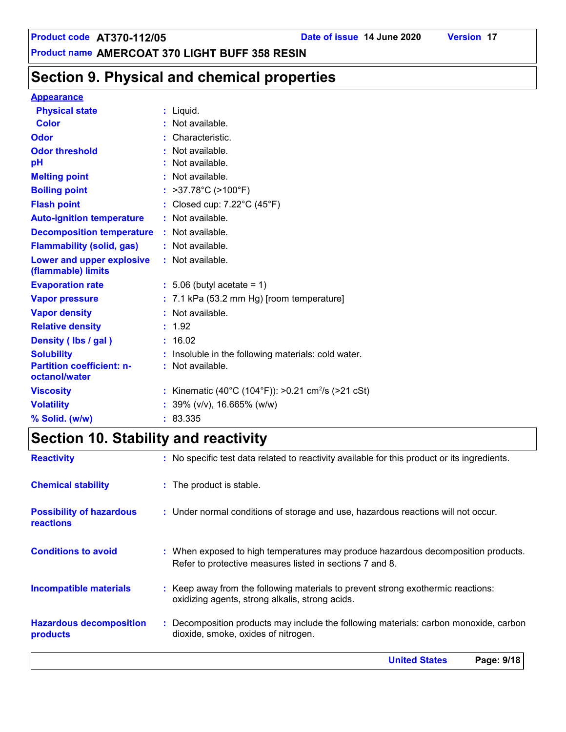# Section 9. Physical and chemical properties

**Appearance**

| | |
|---|---|
| **Physical state** | Liquid. |
| **Color** | Not available. |
| **Odor** | Characteristic. |
| **Odor threshold** | Not available. |
| **pH** | Not available. |
| **Melting point** | Not available. |
| **Boiling point** | >37.78°C (>100°F) |
| **Flash point** | Closed cup: 7.22°C (45°F) |
| **Auto-ignition temperature** | Not available. |
| **Decomposition temperature** | Not available. |
| **Flammability (solid, gas)** | Not available. |
| **Lower and upper explosive (flammable) limits** | Not available. |
| **Evaporation rate** | 5.06 (butyl acetate = 1) |
| **Vapor pressure** | 7.1 kPa (53.2 mm Hg) [room temperature] |
| **Vapor density** | Not available. |
| **Relative density** | 1.92 |
| **Density ( lbs / gal )** | 16.02 |
| **Solubility** | Insoluble in the following materials: cold water. |
| **Partition coefficient: n-octanol/water** | Not available. |
| **Viscosity** | Kinematic (40°C (104°F)): >0.21 $cm^2/s$ (>21 cSt) |
| **Volatility** | 39% (v/v), 16.665% (w/w) |
| **% Solid. (w/w)** | 83.335 |

# Section 10. Stability and reactivity

| | |
|---|---|
| **Reactivity** | No specific test data related to reactivity available for this product or its ingredients. |
| **Chemical stability** | The product is stable. |
| **Possibility of hazardous reactions** | Under normal conditions of storage and use, hazardous reactions will not occur. |
| **Conditions to avoid** | When exposed to high temperatures may produce hazardous decomposition products. Refer to protective measures listed in sections 7 and 8. |
| **Incompatible materials** | Keep away from the following materials to prevent strong exothermic reactions: oxidizing agents, strong alkalis, strong acids. |
| **Hazardous decomposition products** | Decomposition products may include the following materials: carbon monoxide, carbon dioxide, smoke, oxides of nitrogen. |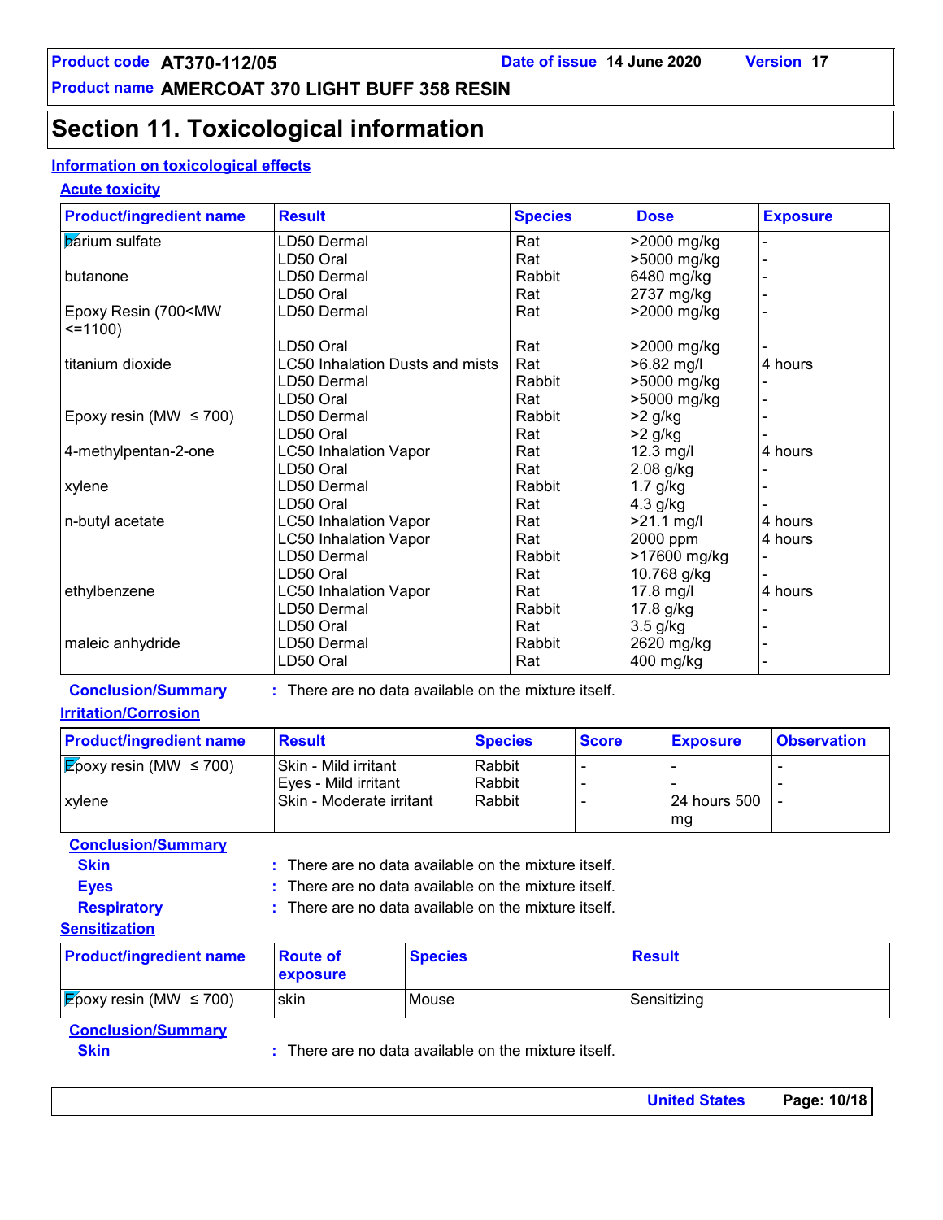Product code **AT370-112/05** Date of issue **14 June 2020** Version **17**

Product name **AMERCOAT 370 LIGHT BUFF 358 RESIN**

# Section 11. Toxicological information

## Information on toxicological effects

### Acute toxicity

| Product/ingredient name | Result | Species | Dose | Exposure |
|---|---|---|---|---|
| barium sulfate | LD50 Dermal | Rat | >2000 mg/kg | - |
| | LD50 Oral | Rat | >5000 mg/kg | - |
| butanone | LD50 Dermal | Rabbit | 6480 mg/kg | - |
| | LD50 Oral | Rat | 2737 mg/kg | - |
| Epoxy Resin (700<MW <=1100) | LD50 Dermal | Rat | >2000 mg/kg | - |
| | LD50 Oral | Rat | >2000 mg/kg | - |
| titanium dioxide | LC50 Inhalation Dusts and mists | Rat | >6.82 mg/l | 4 hours |
| | LD50 Dermal | Rabbit | >5000 mg/kg | - |
| | LD50 Oral | Rat | >5000 mg/kg | - |
| Epoxy resin (MW ≤ 700) | LD50 Dermal | Rabbit | >2 g/kg | - |
| | LD50 Oral | Rat | >2 g/kg | - |
| 4-methylpentan-2-one | LC50 Inhalation Vapor | Rat | 12.3 mg/l | 4 hours |
| | LD50 Oral | Rat | 2.08 g/kg | - |
| xylene | LD50 Dermal | Rabbit | 1.7 g/kg | - |
| | LD50 Oral | Rat | 4.3 g/kg | - |
| n-butyl acetate | LC50 Inhalation Vapor | Rat | >21.1 mg/l | 4 hours |
| | LC50 Inhalation Vapor | Rat | 2000 ppm | 4 hours |
| | LD50 Dermal | Rabbit | >17600 mg/kg | - |
| | LD50 Oral | Rat | 10.768 g/kg | - |
| ethylbenzene | LC50 Inhalation Vapor | Rat | 17.8 mg/l | 4 hours |
| | LD50 Dermal | Rabbit | 17.8 g/kg | - |
| | LD50 Oral | Rat | 3.5 g/kg | - |
| maleic anhydride | LD50 Dermal | Rabbit | 2620 mg/kg | - |
| | LD50 Oral | Rat | 400 mg/kg | - |

**Conclusion/Summary** : There are no data available on the mixture itself.

### Irritation/Corrosion

| Product/ingredient name | Result | Species | Score | Exposure | Observation |
|---|---|---|---|---|---|
| Epoxy resin (MW ≤ 700) | Skin - Mild irritant | Rabbit | - | - | - |
| | Eyes - Mild irritant | Rabbit | - | - | - |
| xylene | Skin - Moderate irritant | Rabbit | - | 24 hours 500 mg | - |

**Conclusion/Summary**

**Skin** : There are no data available on the mixture itself.

**Eyes** : There are no data available on the mixture itself.

**Respiratory** : There are no data available on the mixture itself.

### Sensitization

| Product/ingredient name | Route of exposure | Species | Result |
|---|---|---|---|
| Epoxy resin (MW ≤ 700) | skin | Mouse | Sensitizing |

**Conclusion/Summary**

**Skin** : There are no data available on the mixture itself.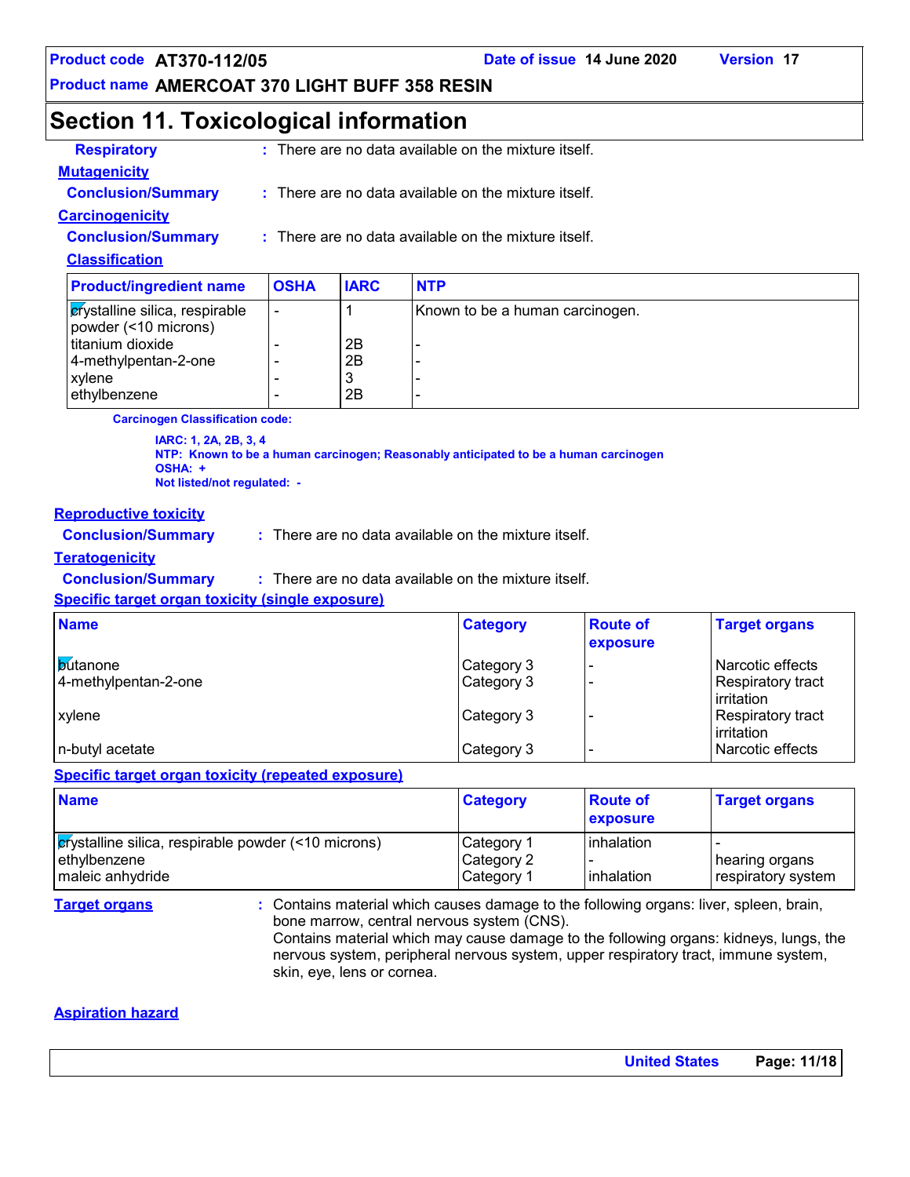## Section 11. Toxicological information

**Respiratory** : There are no data available on the mixture itself.

**Mutagenicity**

**Conclusion/Summary** : There are no data available on the mixture itself.

**Carcinogenicity**

**Conclusion/Summary** : There are no data available on the mixture itself.

**Classification**

| Product/ingredient name | OSHA | IARC | NTP |
|---|---|---|---|
| crystalline silica, respirable powder (<10 microns) | - | 1 | Known to be a human carcinogen. |
| titanium dioxide | - | 2B | - |
| 4-methylpentan-2-one | - | 2B | - |
| xylene | - | 3 | - |
| ethylbenzene | - | 2B | - |

**Carcinogen Classification code:**

**IARC: 1, 2A, 2B, 3, 4**
**NTP: Known to be a human carcinogen; Reasonably anticipated to be a human carcinogen**
**OSHA: +**
**Not listed/not regulated: -**

**Reproductive toxicity**

**Conclusion/Summary** : There are no data available on the mixture itself.

**Teratogenicity**

**Conclusion/Summary** : There are no data available on the mixture itself.

**Specific target organ toxicity (single exposure)**

| Name | Category | Route of exposure | Target organs |
|---|---|---|---|
| butanone | Category 3 | - | Narcotic effects |
| 4-methylpentan-2-one | Category 3 | - | Respiratory tract irritation |
| xylene | Category 3 | - | Respiratory tract irritation |
| n-butyl acetate | Category 3 | - | Narcotic effects |

**Specific target organ toxicity (repeated exposure)**

| Name | Category | Route of exposure | Target organs |
|---|---|---|---|
| crystalline silica, respirable powder (<10 microns) | Category 1 | inhalation | - |
| ethylbenzene | Category 2 | - | hearing organs |
| maleic anhydride | Category 1 | inhalation | respiratory system |

**Target organs** : Contains material which causes damage to the following organs: liver, spleen, brain, bone marrow, central nervous system (CNS).
Contains material which may cause damage to the following organs: kidneys, lungs, the nervous system, peripheral nervous system, upper respiratory tract, immune system, skin, eye, lens or cornea.

**Aspiration hazard**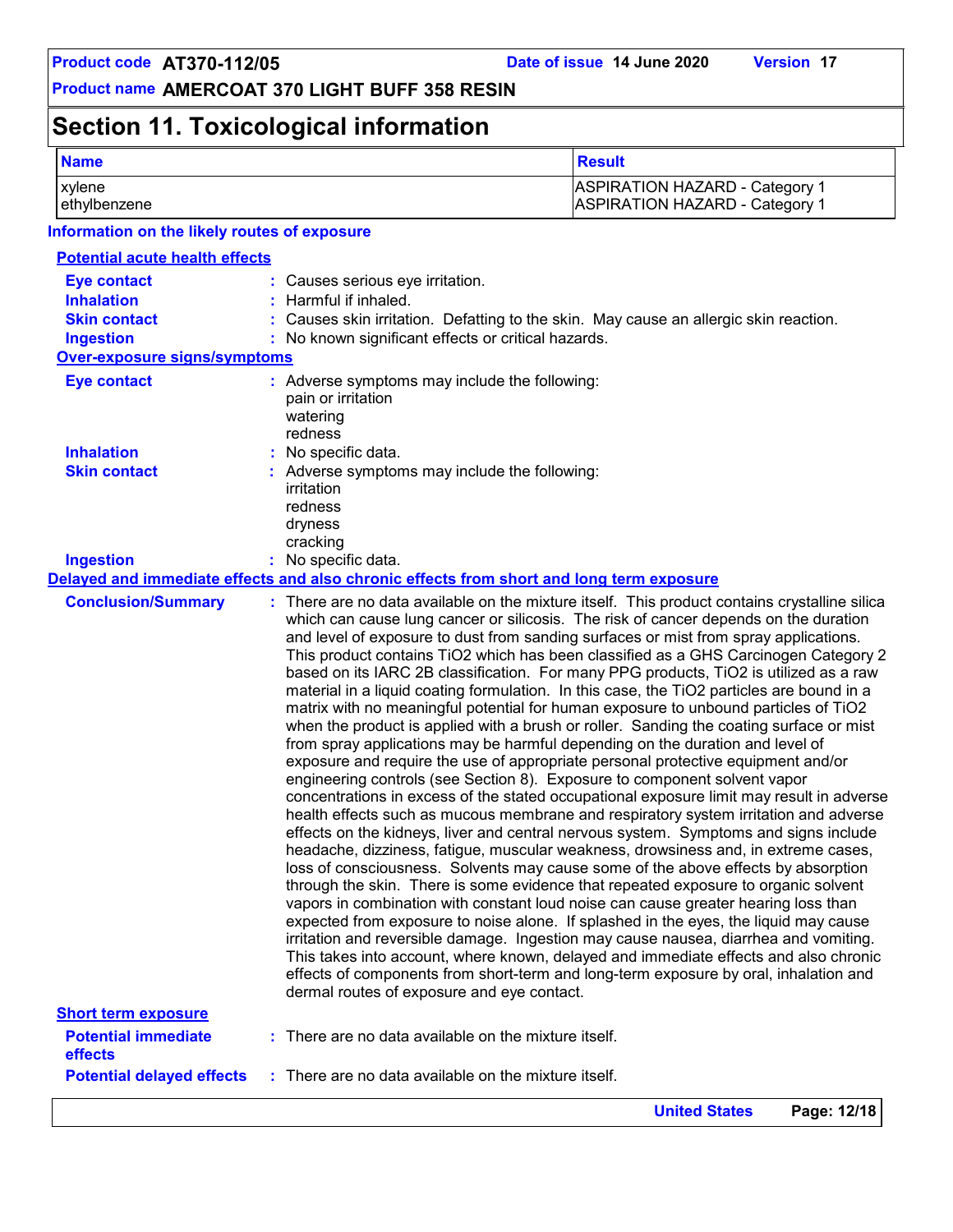## Section 11. Toxicological information

| Name | Result |
| --- | --- |
| xylene | ASPIRATION HAZARD - Category 1 |
| ethylbenzene | ASPIRATION HAZARD - Category 1 |

**Information on the likely routes of exposure**

**Potential acute health effects**

**Eye contact** : Causes serious eye irritation.
**Inhalation** : Harmful if inhaled.
**Skin contact** : Causes skin irritation. Defatting to the skin. May cause an allergic skin reaction.
**Ingestion** : No known significant effects or critical hazards.

**Over-exposure signs/symptoms**

**Eye contact** : Adverse symptoms may include the following:
pain or irritation
watering
redness

**Inhalation** : No specific data.

**Skin contact** : Adverse symptoms may include the following:
irritation
redness
dryness
cracking

**Ingestion** : No specific data.

**Delayed and immediate effects and also chronic effects from short and long term exposure**

**Conclusion/Summary** : There are no data available on the mixture itself. This product contains crystalline silica which can cause lung cancer or silicosis. The risk of cancer depends on the duration and level of exposure to dust from sanding surfaces or mist from spray applications. This product contains $TiO_2$ which has been classified as a GHS Carcinogen Category 2 based on its IARC 2B classification. For many PPG products, $TiO_2$ is utilized as a raw material in a liquid coating formulation. In this case, the $TiO_2$ particles are bound in a matrix with no meaningful potential for human exposure to unbound particles of $TiO_2$ when the product is applied with a brush or roller. Sanding the coating surface or mist from spray applications may be harmful depending on the duration and level of exposure and require the use of appropriate personal protective equipment and/or engineering controls (see Section 8). Exposure to component solvent vapor concentrations in excess of the stated occupational exposure limit may result in adverse health effects such as mucous membrane and respiratory system irritation and adverse effects on the kidneys, liver and central nervous system. Symptoms and signs include headache, dizziness, fatigue, muscular weakness, drowsiness and, in extreme cases, loss of consciousness. Solvents may cause some of the above effects by absorption through the skin. There is some evidence that repeated exposure to organic solvent vapors in combination with constant loud noise can cause greater hearing loss than expected from exposure to noise alone. If splashed in the eyes, the liquid may cause irritation and reversible damage. Ingestion may cause nausea, diarrhea and vomiting. This takes into account, where known, delayed and immediate effects and also chronic effects of components from short-term and long-term exposure by oral, inhalation and dermal routes of exposure and eye contact.

**Short term exposure**

**Potential immediate effects** : There are no data available on the mixture itself.
**Potential delayed effects** : There are no data available on the mixture itself.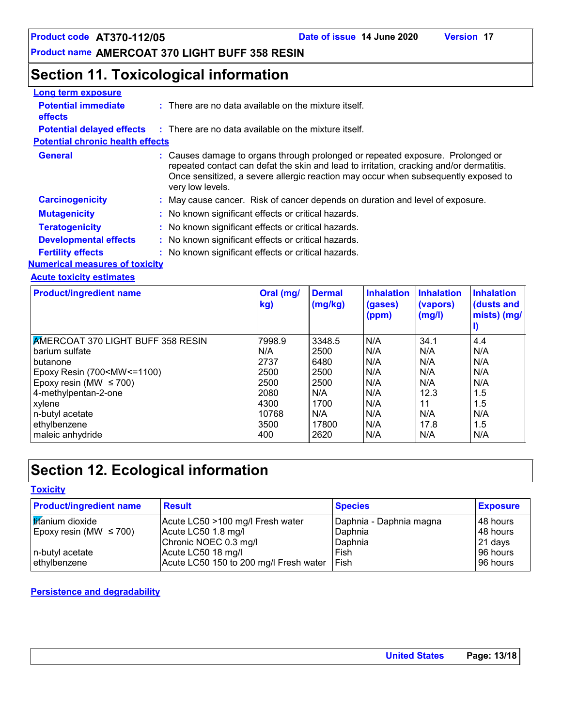## Section 11. Toxicological information

**Long term exposure**

**Potential immediate effects** : There are no data available on the mixture itself.

**Potential delayed effects** : There are no data available on the mixture itself.

**Potential chronic health effects**

**General** : Causes damage to organs through prolonged or repeated exposure. Prolonged or repeated contact can defat the skin and lead to irritation, cracking and/or dermatitis. Once sensitized, a severe allergic reaction may occur when subsequently exposed to very low levels.

**Carcinogenicity** : May cause cancer. Risk of cancer depends on duration and level of exposure.

**Mutagenicity** : No known significant effects or critical hazards.

**Teratogenicity** : No known significant effects or critical hazards.

**Developmental effects** : No known significant effects or critical hazards.

**Fertility effects** : No known significant effects or critical hazards.

**Numerical measures of toxicity**

**Acute toxicity estimates**

| Product/ingredient name | Oral (mg/kg) | Dermal (mg/kg) | Inhalation (gases) (ppm) | Inhalation (vapors) (mg/l) | Inhalation (dusts and mists) (mg/l) |
|---|---|---|---|---|---|
| AMERCOAT 370 LIGHT BUFF 358 RESIN | 7998.9 | 3348.5 | N/A | 34.1 | 4.4 |
| barium sulfate | N/A | 2500 | N/A | N/A | N/A |
| butanone | 2737 | 6480 | N/A | N/A | N/A |
| Epoxy Resin (700<MW<=1100) | 2500 | 2500 | N/A | N/A | N/A |
| Epoxy resin (MW ≤ 700) | 2500 | 2500 | N/A | N/A | N/A |
| 4-methylpentan-2-one | 2080 | N/A | N/A | 12.3 | 1.5 |
| xylene | 4300 | 1700 | N/A | 11 | 1.5 |
| n-butyl acetate | 10768 | N/A | N/A | N/A | N/A |
| ethylbenzene | 3500 | 17800 | N/A | 17.8 | 1.5 |
| maleic anhydride | 400 | 2620 | N/A | N/A | N/A |

## Section 12. Ecological information

**Toxicity**

| Product/ingredient name | Result | Species | Exposure |
|---|---|---|---|
| titanium dioxide | Acute LC50 >100 mg/l Fresh water | Daphnia - Daphnia magna | 48 hours |
| Epoxy resin (MW ≤ 700) | Acute LC50 1.8 mg/l | Daphnia | 48 hours |
| | Chronic NOEC 0.3 mg/l | Daphnia | 21 days |
| n-butyl acetate | Acute LC50 18 mg/l | Fish | 96 hours |
| ethylbenzene | Acute LC50 150 to 200 mg/l Fresh water | Fish | 96 hours |

**Persistence and degradability**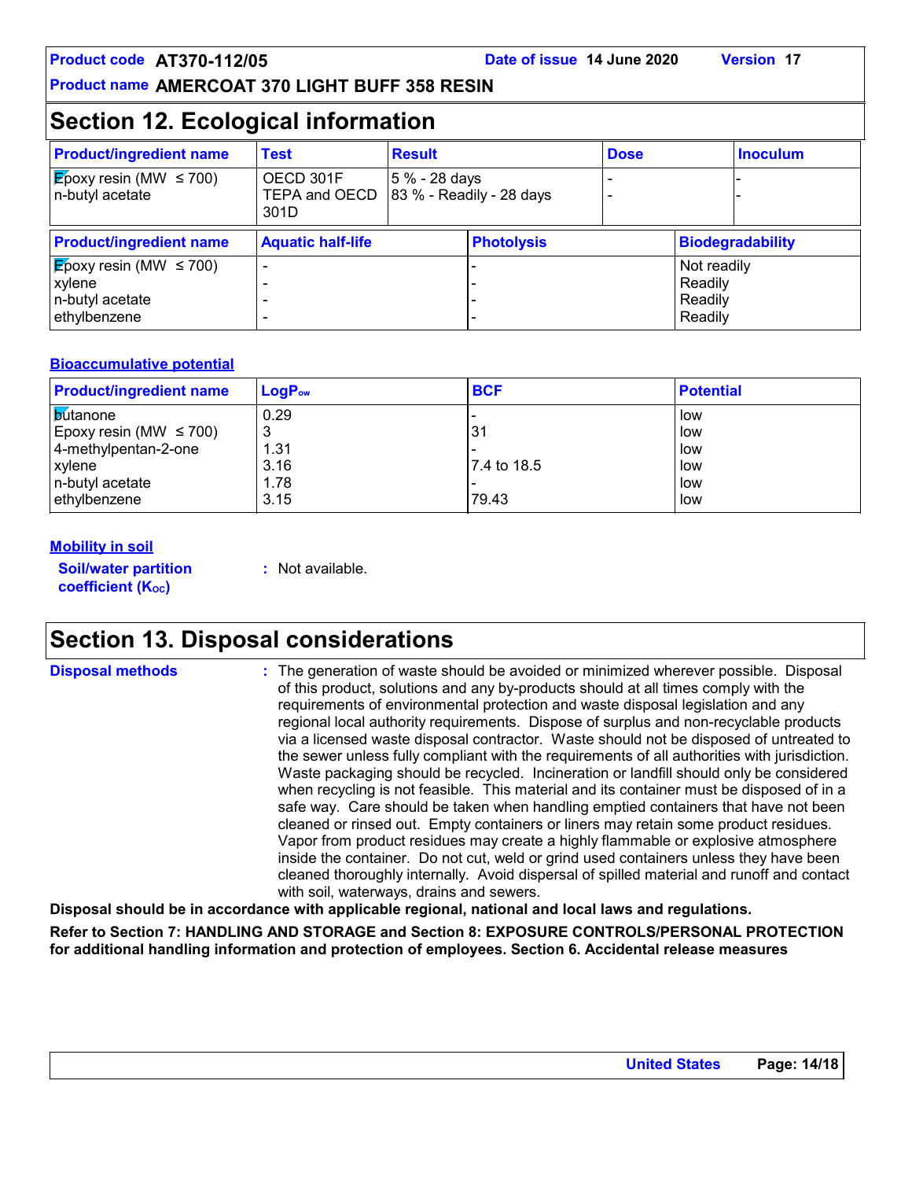Product code AT370-112/05 Date of issue 14 June 2020 Version 17

Product name AMERCOAT 370 LIGHT BUFF 358 RESIN

## Section 12. Ecological information

| Product/ingredient name | Test | Result | Dose | Inoculum |
| --- | --- | --- | --- | --- |
| Epoxy resin (MW ≤ 700) | OECD 301F | 5 % - 28 days | - | - |
| n-butyl acetate | TEPA and OECD 301D | 83 % - Readily - 28 days | - | - |

| Product/ingredient name | Aquatic half-life | Photolysis | Biodegradability |
| --- | --- | --- | --- |
| Epoxy resin (MW ≤ 700) | - | - | Not readily |
| xylene | - | - | Readily |
| n-butyl acetate | - | - | Readily |
| ethylbenzene | - | - | Readily |

### Bioaccumulative potential

| Product/ingredient name | $LogP_{ow}$ | BCF | Potential |
| --- | --- | --- | --- |
| butanone | 0.29 | - | low |
| Epoxy resin (MW ≤ 700) | 3 | 31 | low |
| 4-methylpentan-2-one | 1.31 | - | low |
| xylene | 3.16 | 7.4 to 18.5 | low |
| n-butyl acetate | 1.78 | - | low |
| ethylbenzene | 3.15 | 79.43 | low |

### Mobility in soil

**Soil/water partition coefficient ($K_{OC}$)** : Not available.

## Section 13. Disposal considerations

**Disposal methods** : The generation of waste should be avoided or minimized wherever possible. Disposal of this product, solutions and any by-products should at all times comply with the requirements of environmental protection and waste disposal legislation and any regional local authority requirements. Dispose of surplus and non-recyclable products via a licensed waste disposal contractor. Waste should not be disposed of untreated to the sewer unless fully compliant with the requirements of all authorities with jurisdiction. Waste packaging should be recycled. Incineration or landfill should only be considered when recycling is not feasible. This material and its container must be disposed of in a safe way. Care should be taken when handling emptied containers that have not been cleaned or rinsed out. Empty containers or liners may retain some product residues. Vapor from product residues may create a highly flammable or explosive atmosphere inside the container. Do not cut, weld or grind used containers unless they have been cleaned thoroughly internally. Avoid dispersal of spilled material and runoff and contact with soil, waterways, drains and sewers.

**Disposal should be in accordance with applicable regional, national and local laws and regulations.**

**Refer to Section 7: HANDLING AND STORAGE and Section 8: EXPOSURE CONTROLS/PERSONAL PROTECTION for additional handling information and protection of employees. Section 6. Accidental release measures**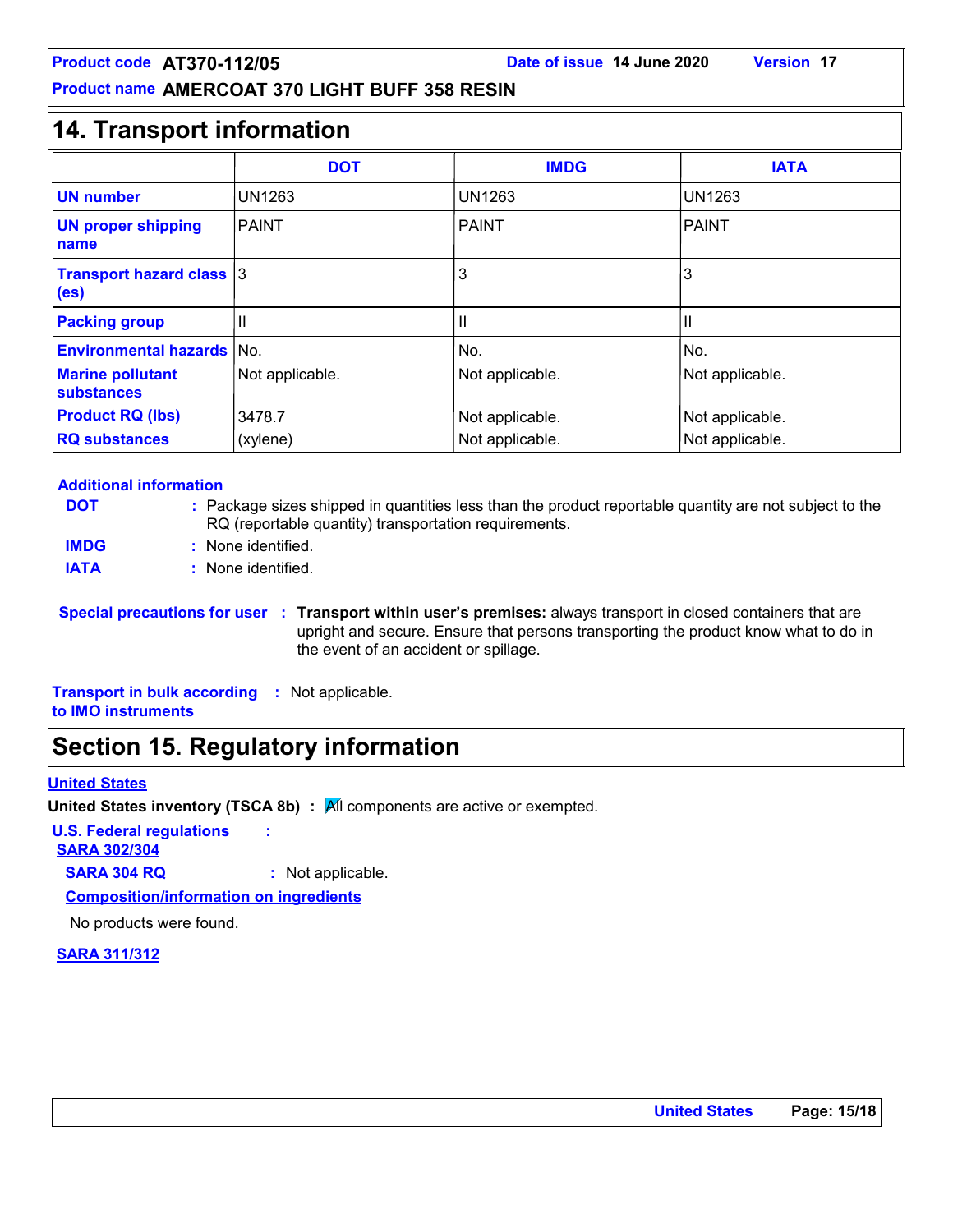# 14. Transport information

| | DOT | IMDG | IATA |
|---|---|---|---|
| **UN number** | UN1263 | UN1263 | UN1263 |
| **UN proper shipping name** | PAINT | PAINT | PAINT |
| **Transport hazard class (es)** | 3 | 3 | 3 |
| **Packing group** | II | II | II |
| **Environmental hazards** | No. | No. | No. |
| **Marine pollutant substances** | Not applicable. | Not applicable. | Not applicable. |
| **Product RQ (lbs)** | 3478.7 | Not applicable. | Not applicable. |
| **RQ substances** | (xylene) | Not applicable. | Not applicable. |

**Additional information**

**DOT** : Package sizes shipped in quantities less than the product reportable quantity are not subject to the RQ (reportable quantity) transportation requirements.

**IMDG** : None identified.

**IATA** : None identified.

**Special precautions for user** : **Transport within user's premises:** always transport in closed containers that are upright and secure. Ensure that persons transporting the product know what to do in the event of an accident or spillage.

**Transport in bulk according to IMO instruments** : Not applicable.

# Section 15. Regulatory information

**United States**

**United States inventory (TSCA 8b)** : All components are active or exempted.

**U.S. Federal regulations** :

**SARA 302/304**

**SARA 304 RQ** : Not applicable.

**Composition/information on ingredients**

No products were found.

**SARA 311/312**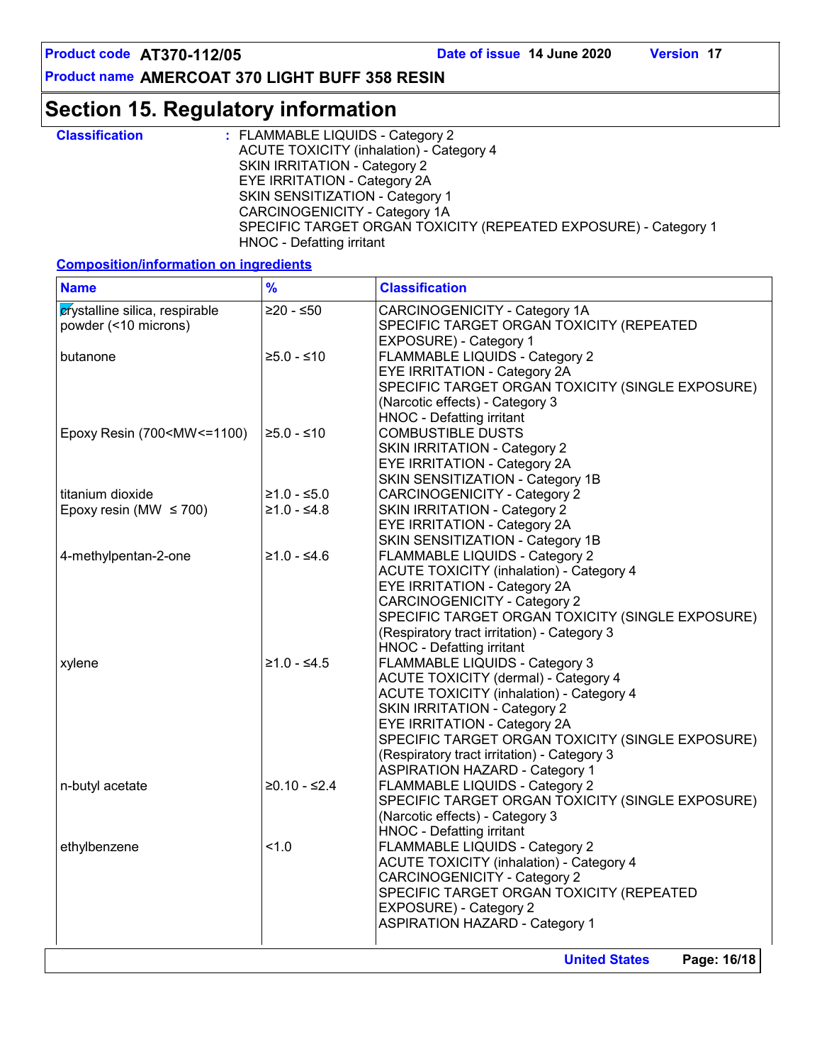## Section 15. Regulatory information

**Classification** : FLAMMABLE LIQUIDS - Category 2
ACUTE TOXICITY (inhalation) - Category 4
SKIN IRRITATION - Category 2
EYE IRRITATION - Category 2A
SKIN SENSITIZATION - Category 1
CARCINOGENICITY - Category 1A
SPECIFIC TARGET ORGAN TOXICITY (REPEATED EXPOSURE) - Category 1
HNOC - Defatting irritant

**Composition/information on ingredients**

| Name | % | Classification |
|---|---|---|
| crystalline silica, respirable powder (<10 microns) | ≥20 - ≤50 | CARCINOGENICITY - Category 1A<br>SPECIFIC TARGET ORGAN TOXICITY (REPEATED EXPOSURE) - Category 1 |
| butanone | ≥5.0 - ≤10 | FLAMMABLE LIQUIDS - Category 2<br>EYE IRRITATION - Category 2A<br>SPECIFIC TARGET ORGAN TOXICITY (SINGLE EXPOSURE) (Narcotic effects) - Category 3<br>HNOC - Defatting irritant |
| Epoxy Resin (700<MW<=1100) | ≥5.0 - ≤10 | COMBUSTIBLE DUSTS<br>SKIN IRRITATION - Category 2<br>EYE IRRITATION - Category 2A<br>SKIN SENSITIZATION - Category 1B |
| titanium dioxide | ≥1.0 - ≤5.0 | CARCINOGENICITY - Category 2 |
| Epoxy resin (MW ≤ 700) | ≥1.0 - ≤4.8 | SKIN IRRITATION - Category 2<br>EYE IRRITATION - Category 2A<br>SKIN SENSITIZATION - Category 1B |
| 4-methylpentan-2-one | ≥1.0 - ≤4.6 | FLAMMABLE LIQUIDS - Category 2<br>ACUTE TOXICITY (inhalation) - Category 4<br>EYE IRRITATION - Category 2A<br>CARCINOGENICITY - Category 2<br>SPECIFIC TARGET ORGAN TOXICITY (SINGLE EXPOSURE) (Respiratory tract irritation) - Category 3<br>HNOC - Defatting irritant |
| xylene | ≥1.0 - ≤4.5 | FLAMMABLE LIQUIDS - Category 3<br>ACUTE TOXICITY (dermal) - Category 4<br>ACUTE TOXICITY (inhalation) - Category 4<br>SKIN IRRITATION - Category 2<br>EYE IRRITATION - Category 2A<br>SPECIFIC TARGET ORGAN TOXICITY (SINGLE EXPOSURE) (Respiratory tract irritation) - Category 3<br>ASPIRATION HAZARD - Category 1 |
| n-butyl acetate | ≥0.10 - ≤2.4 | FLAMMABLE LIQUIDS - Category 2<br>SPECIFIC TARGET ORGAN TOXICITY (SINGLE EXPOSURE) (Narcotic effects) - Category 3<br>HNOC - Defatting irritant |
| ethylbenzene | <1.0 | FLAMMABLE LIQUIDS - Category 2<br>ACUTE TOXICITY (inhalation) - Category 4<br>CARCINOGENICITY - Category 2<br>SPECIFIC TARGET ORGAN TOXICITY (REPEATED EXPOSURE) - Category 2<br>ASPIRATION HAZARD - Category 1 |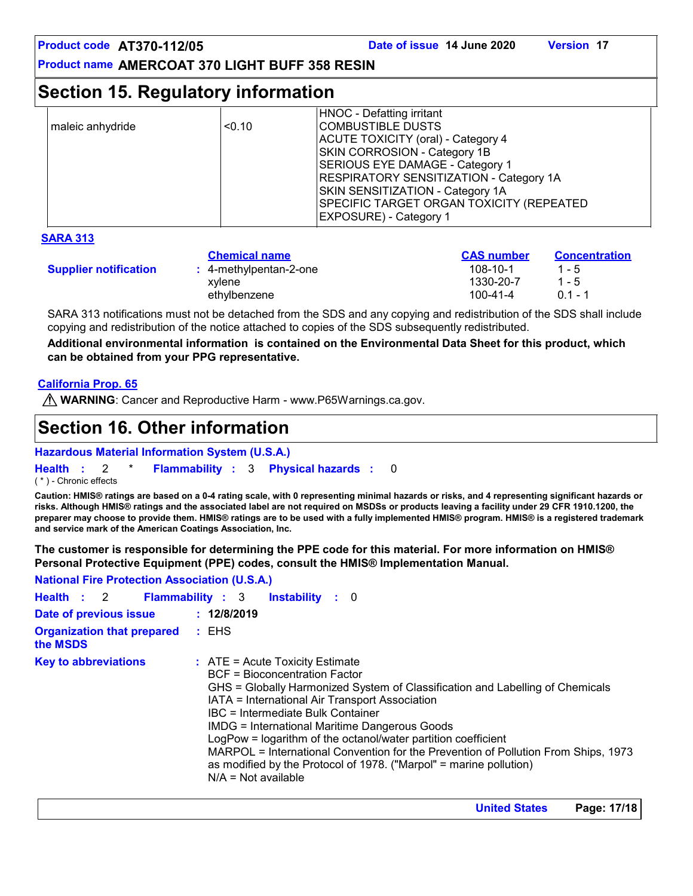## Section 15. Regulatory information

| | | |
|---|---|---|
| maleic anhydride | <0.10 | HNOC - Defatting irritant<br>COMBUSTIBLE DUSTS<br>ACUTE TOXICITY (oral) - Category 4<br>SKIN CORROSION - Category 1B<br>SERIOUS EYE DAMAGE - Category 1<br>RESPIRATORY SENSITIZATION - Category 1A<br>SKIN SENSITIZATION - Category 1A<br>SPECIFIC TARGET ORGAN TOXICITY (REPEATED EXPOSURE) - Category 1 |

**SARA 313**

| | Chemical name | CAS number | Concentration |
|---|---|---|---|
| **Supplier notification** | 4-methylpentan-2-one | 108-10-1 | 1 - 5 |
| | xylene | 1330-20-7 | 1 - 5 |
| | ethylbenzene | 100-41-4 | 0.1 - 1 |

SARA 313 notifications must not be detached from the SDS and any copying and redistribution of the SDS shall include copying and redistribution of the notice attached to copies of the SDS subsequently redistributed.

**Additional environmental information is contained on the Environmental Data Sheet for this product, which can be obtained from your PPG representative.**

**California Prop. 65**

⚠ **WARNING**: Cancer and Reproductive Harm - www.P65Warnings.ca.gov.

## Section 16. Other information

**Hazardous Material Information System (U.S.A.)**

**Health** : 2 * **Flammability** : 3 **Physical hazards** : 0

( * ) - Chronic effects

**Caution: HMIS® ratings are based on a 0-4 rating scale, with 0 representing minimal hazards or risks, and 4 representing significant hazards or risks. Although HMIS® ratings and the associated label are not required on MSDSs or products leaving a facility under 29 CFR 1910.1200, the preparer may choose to provide them. HMIS® ratings are to be used with a fully implemented HMIS® program. HMIS® is a registered trademark and service mark of the American Coatings Association, Inc.**

**The customer is responsible for determining the PPE code for this material. For more information on HMIS® Personal Protective Equipment (PPE) codes, consult the HMIS® Implementation Manual.**

**National Fire Protection Association (U.S.A.)**

**Health** : 2 **Flammability** : 3 **Instability** : 0

**Date of previous issue** : **12/8/2019**

**Organization that prepared the MSDS** : EHS

**Key to abbreviations** :
- ATE = Acute Toxicity Estimate
- BCF = Bioconcentration Factor
- GHS = Globally Harmonized System of Classification and Labelling of Chemicals
- IATA = International Air Transport Association
- IBC = Intermediate Bulk Container
- IMDG = International Maritime Dangerous Goods
- LogPow = logarithm of the octanol/water partition coefficient
- MARPOL = International Convention for the Prevention of Pollution From Ships, 1973 as modified by the Protocol of 1978. ("Marpol" = marine pollution)
- N/A = Not available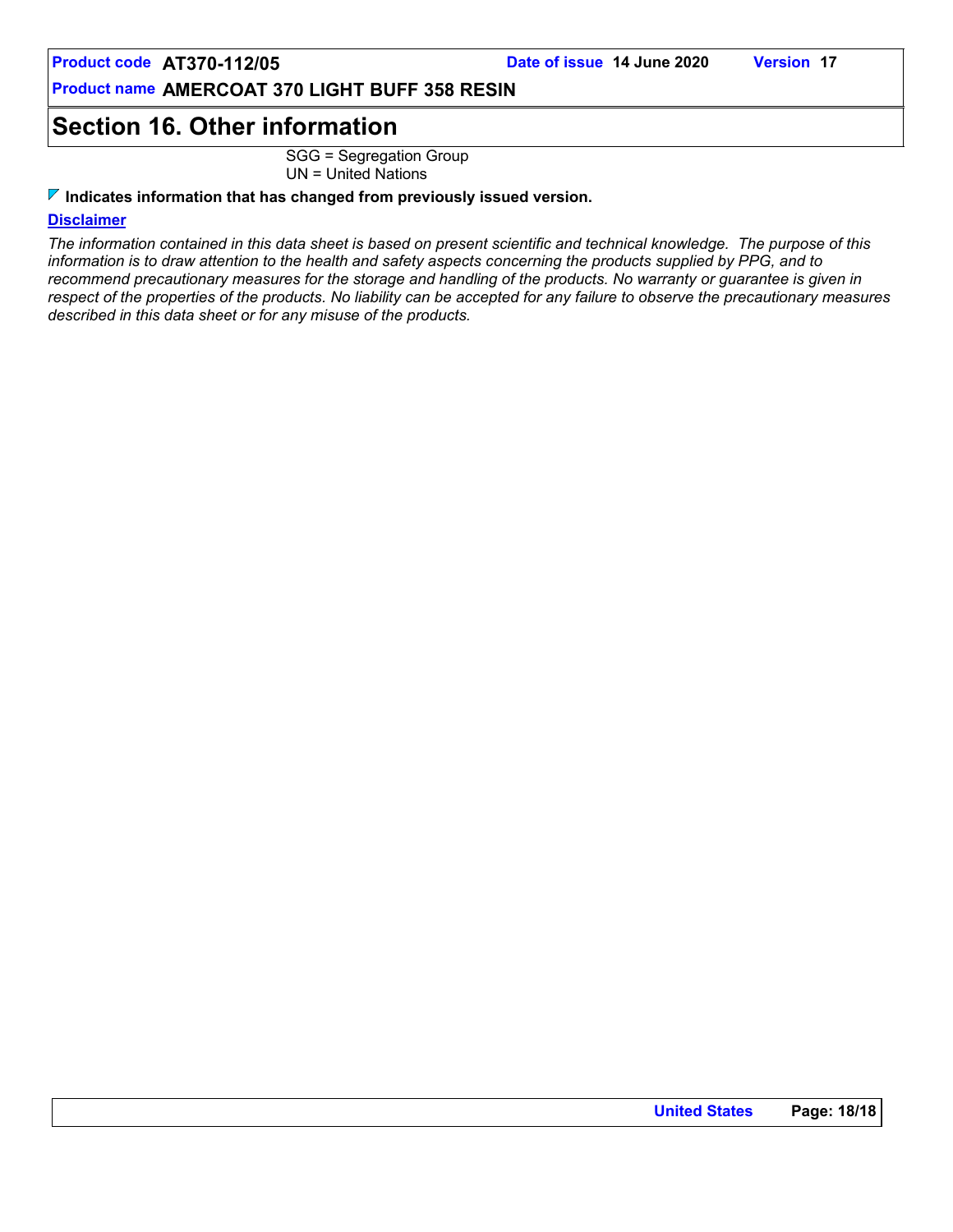## Section 16. Other information

SGG = Segregation Group
UN = United Nations

**Indicates information that has changed from previously issued version.**

**Disclaimer**

*The information contained in this data sheet is based on present scientific and technical knowledge. The purpose of this information is to draw attention to the health and safety aspects concerning the products supplied by PPG, and to recommend precautionary measures for the storage and handling of the products. No warranty or guarantee is given in respect of the properties of the products. No liability can be accepted for any failure to observe the precautionary measures described in this data sheet or for any misuse of the products.*